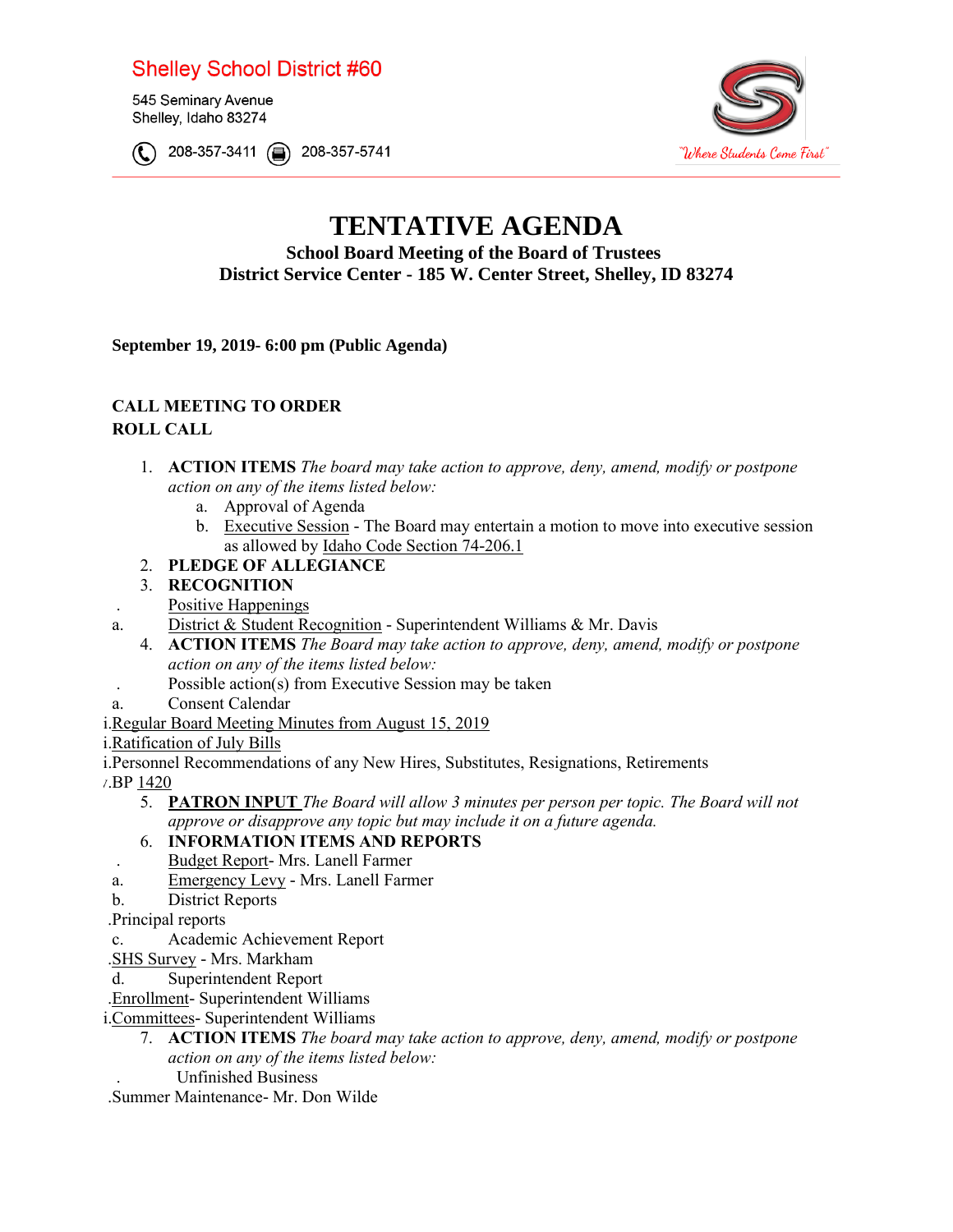Shelley School District #60

545 Seminary Avenue
Shelley, Idaho 83274

208-357-3411 208-357-5741

"Where Students Come First"

# TENTATIVE AGENDA

**School Board Meeting of the Board of Trustees**
**District Service Center - 185 W. Center Street, Shelley, ID 83274**

**September 19, 2019- 6:00 pm (Public Agenda)**

**CALL MEETING TO ORDER**
**ROLL CALL**

1. **ACTION ITEMS** *The board may take action to approve, deny, amend, modify or postpone action on any of the items listed below:*
   a. Approval of Agenda
   b. Executive Session - The Board may entertain a motion to move into executive session as allowed by Idaho Code Section 74-206.1
2. **PLEDGE OF ALLEGIANCE**
3. **RECOGNITION**
   . Positive Happenings
   a. District & Student Recognition - Superintendent Williams & Mr. Davis
4. **ACTION ITEMS** *The Board may take action to approve, deny, amend, modify or postpone action on any of the items listed below:*
   . Possible action(s) from Executive Session may be taken
   a. Consent Calendar
      i. Regular Board Meeting Minutes from August 15, 2019
      i. Ratification of July Bills
      i. Personnel Recommendations of any New Hires, Substitutes, Resignations, Retirements
      /. BP 1420
5. **PATRON INPUT** *The Board will allow 3 minutes per person per topic. The Board will not approve or disapprove any topic but may include it on a future agenda.*
6. **INFORMATION ITEMS AND REPORTS**
   . Budget Report- Mrs. Lanell Farmer
   a. Emergency Levy - Mrs. Lanell Farmer
   b. District Reports
      . Principal reports
   c. Academic Achievement Report
      . SHS Survey - Mrs. Markham
   d. Superintendent Report
      . Enrollment- Superintendent Williams
      i. Committees- Superintendent Williams
7. **ACTION ITEMS** *The board may take action to approve, deny, amend, modify or postpone action on any of the items listed below:*
   . Unfinished Business
      . Summer Maintenance- Mr. Don Wilde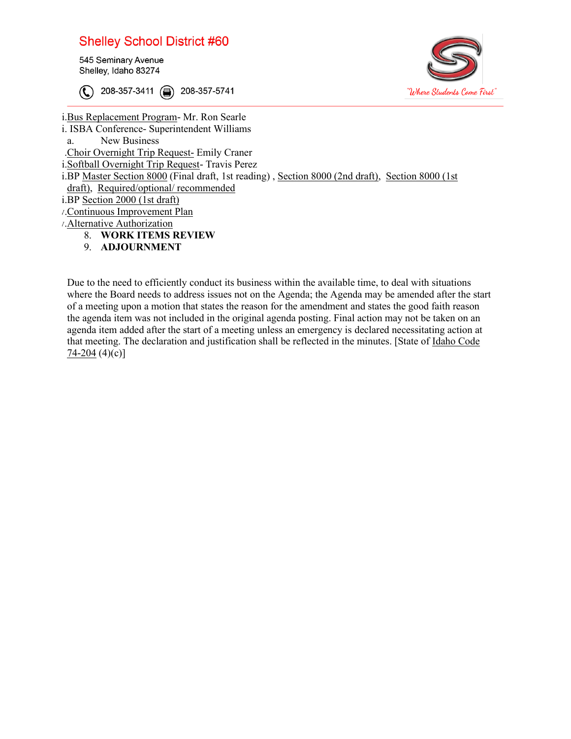i. Bus Replacement Program- Mr. Ron Searle

i. ISBA Conference- Superintendent Williams

a. New Business

. Choir Overnight Trip Request- Emily Craner

i. Softball Overnight Trip Request- Travis Perez

i. BP Master Section 8000 (Final draft, 1st reading) , Section 8000 (2nd draft), Section 8000 (1st draft), Required/optional/ recommended

i. BP Section 2000 (1st draft)

. Continuous Improvement Plan

. Alternative Authorization

8. **WORK ITEMS REVIEW**
9. **ADJOURNMENT**

Due to the need to efficiently conduct its business within the available time, to deal with situations where the Board needs to address issues not on the Agenda; the Agenda may be amended after the start of a meeting upon a motion that states the reason for the amendment and states the good faith reason the agenda item was not included in the original agenda posting. Final action may not be taken on an agenda item added after the start of a meeting unless an emergency is declared necessitating action at that meeting. The declaration and justification shall be reflected in the minutes. [State of Idaho Code 74-204 (4)(c)]